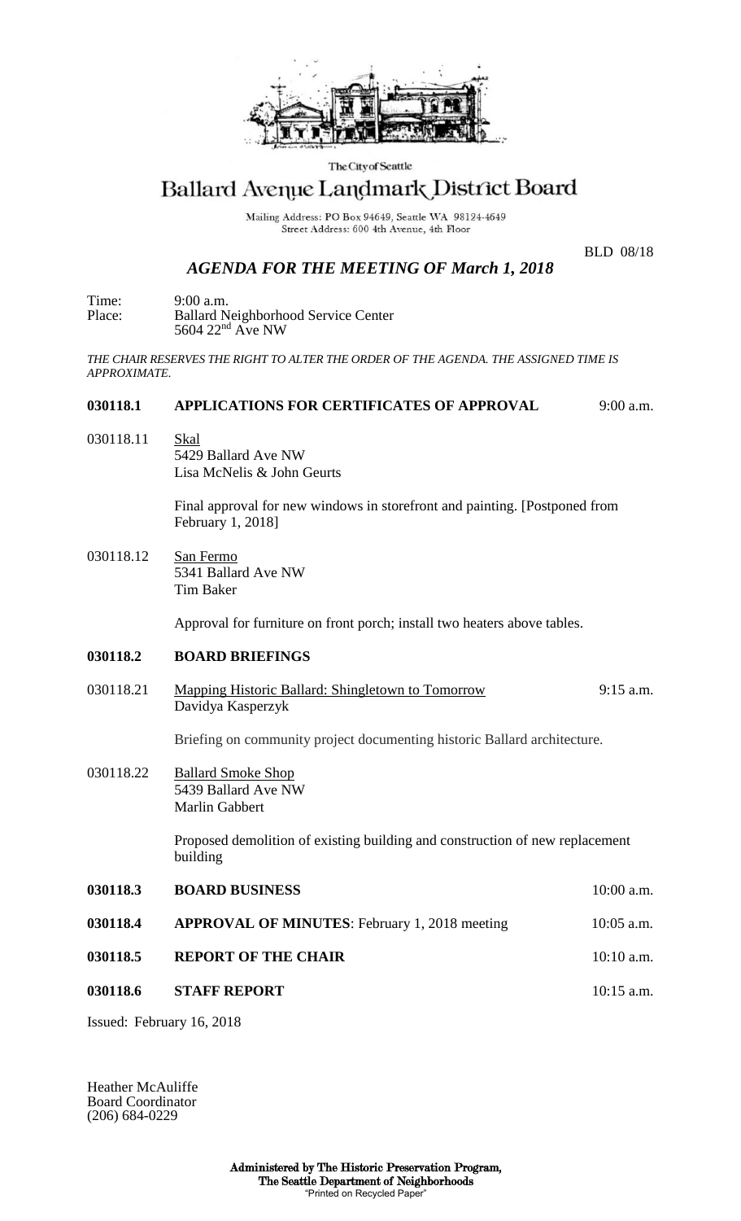The City of Seattle

# Ballard Avenue Landmark District Board

Mailing Address: PO Box 94649, Seattle WA 98124-4649
Street Address: 600 4th Avenue, 4th Floor

BLD 08/18

## *AGENDA FOR THE MEETING OF March 1, 2018*

Time: 9:00 a.m.
Place: Ballard Neighborhood Service Center
5604 22nd Ave NW

*THE CHAIR RESERVES THE RIGHT TO ALTER THE ORDER OF THE AGENDA. THE ASSIGNED TIME IS APPROXIMATE.*

**030118.1 APPLICATIONS FOR CERTIFICATES OF APPROVAL** 9:00 a.m.

030118.11 Skal
5429 Ballard Ave NW
Lisa McNelis & John Geurts

Final approval for new windows in storefront and painting. [Postponed from February 1, 2018]

030118.12 San Fermo
5341 Ballard Ave NW
Tim Baker

Approval for furniture on front porch; install two heaters above tables.

**030118.2 BOARD BRIEFINGS**

030118.21 Mapping Historic Ballard: Shingletown to Tomorrow 9:15 a.m.
Davidya Kasperzyk

Briefing on community project documenting historic Ballard architecture.

030118.22 Ballard Smoke Shop
5439 Ballard Ave NW
Marlin Gabbert

Proposed demolition of existing building and construction of new replacement building

**030118.3 BOARD BUSINESS** 10:00 a.m.

**030118.4 APPROVAL OF MINUTES**: February 1, 2018 meeting 10:05 a.m.

**030118.5 REPORT OF THE CHAIR** 10:10 a.m.

**030118.6 STAFF REPORT** 10:15 a.m.

Issued: February 16, 2018

Heather McAuliffe
Board Coordinator
(206) 684-0229

**Administered by The Historic Preservation Program,**
**The Seattle Department of Neighborhoods**
"Printed on Recycled Paper"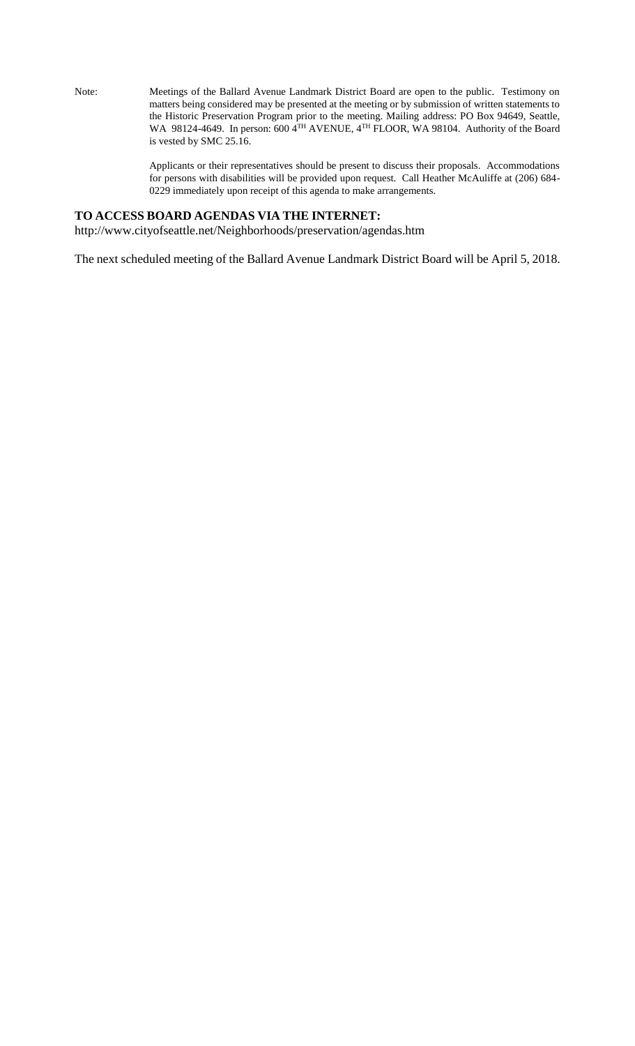Note: Meetings of the Ballard Avenue Landmark District Board are open to the public. Testimony on matters being considered may be presented at the meeting or by submission of written statements to the Historic Preservation Program prior to the meeting. Mailing address: PO Box 94649, Seattle, WA 98124-4649. In person: 600 4TH AVENUE, 4TH FLOOR, WA 98104. Authority of the Board is vested by SMC 25.16.

Applicants or their representatives should be present to discuss their proposals. Accommodations for persons with disabilities will be provided upon request. Call Heather McAuliffe at (206) 684-0229 immediately upon receipt of this agenda to make arrangements.

**TO ACCESS BOARD AGENDAS VIA THE INTERNET:**

http://www.cityofseattle.net/Neighborhoods/preservation/agendas.htm

The next scheduled meeting of the Ballard Avenue Landmark District Board will be April 5, 2018.